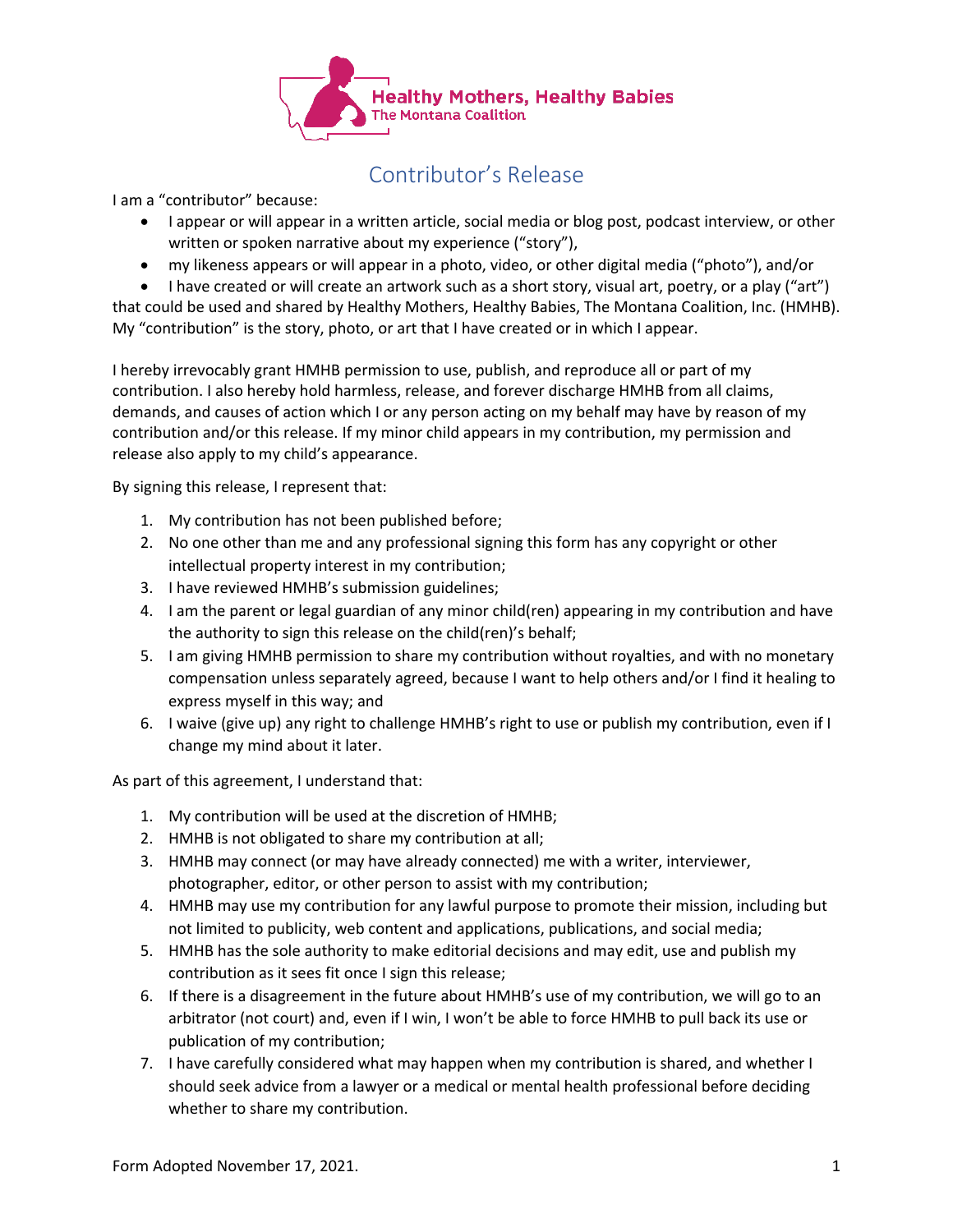Healthy Mothers, Healthy Babies
The Montana Coalition

# Contributor's Release

I am a "contributor" because:

- I appear or will appear in a written article, social media or blog post, podcast interview, or other written or spoken narrative about my experience ("story"),
- my likeness appears or will appear in a photo, video, or other digital media ("photo"), and/or
- I have created or will create an artwork such as a short story, visual art, poetry, or a play ("art")

that could be used and shared by Healthy Mothers, Healthy Babies, The Montana Coalition, Inc. (HMHB). My "contribution" is the story, photo, or art that I have created or in which I appear.

I hereby irrevocably grant HMHB permission to use, publish, and reproduce all or part of my contribution. I also hereby hold harmless, release, and forever discharge HMHB from all claims, demands, and causes of action which I or any person acting on my behalf may have by reason of my contribution and/or this release. If my minor child appears in my contribution, my permission and release also apply to my child's appearance.

By signing this release, I represent that:

1. My contribution has not been published before;
2. No one other than me and any professional signing this form has any copyright or other intellectual property interest in my contribution;
3. I have reviewed HMHB's submission guidelines;
4. I am the parent or legal guardian of any minor child(ren) appearing in my contribution and have the authority to sign this release on the child(ren)'s behalf;
5. I am giving HMHB permission to share my contribution without royalties, and with no monetary compensation unless separately agreed, because I want to help others and/or I find it healing to express myself in this way; and
6. I waive (give up) any right to challenge HMHB's right to use or publish my contribution, even if I change my mind about it later.

As part of this agreement, I understand that:

1. My contribution will be used at the discretion of HMHB;
2. HMHB is not obligated to share my contribution at all;
3. HMHB may connect (or may have already connected) me with a writer, interviewer, photographer, editor, or other person to assist with my contribution;
4. HMHB may use my contribution for any lawful purpose to promote their mission, including but not limited to publicity, web content and applications, publications, and social media;
5. HMHB has the sole authority to make editorial decisions and may edit, use and publish my contribution as it sees fit once I sign this release;
6. If there is a disagreement in the future about HMHB's use of my contribution, we will go to an arbitrator (not court) and, even if I win, I won't be able to force HMHB to pull back its use or publication of my contribution;
7. I have carefully considered what may happen when my contribution is shared, and whether I should seek advice from a lawyer or a medical or mental health professional before deciding whether to share my contribution.

Form Adopted November 17, 2021.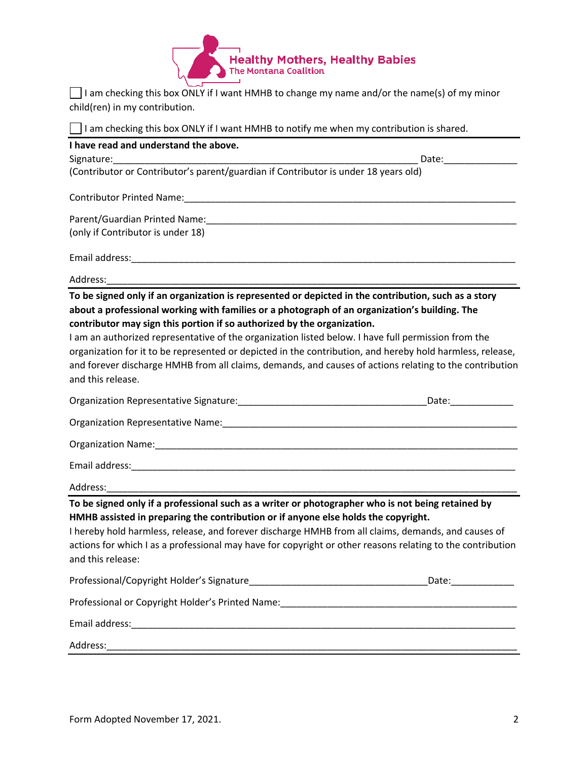Healthy Mothers, Healthy Babies
The Montana Coalition

☐ I am checking this box ONLY if I want HMHB to change my name and/or the name(s) of my minor child(ren) in my contribution.

☐ I am checking this box ONLY if I want HMHB to notify me when my contribution is shared.

**I have read and understand the above.**

Signature:____________________________________________________________ Date:_____________

(Contributor or Contributor's parent/guardian if Contributor is under 18 years old)

Contributor Printed Name:_________________________________________________________________

Parent/Guardian Printed Name:______________________________________________________________

(only if Contributor is under 18)

Email address:_________________________________________________________________________

Address:______________________________________________________________________________

**To be signed only if an organization is represented or depicted in the contribution, such as a story about a professional working with families or a photograph of an organization's building. The contributor may sign this portion if so authorized by the organization.**

I am an authorized representative of the organization listed below. I have full permission from the organization for it to be represented or depicted in the contribution, and hereby hold harmless, release, and forever discharge HMHB from all claims, demands, and causes of actions relating to the contribution and this release.

Organization Representative Signature:___________________________________Date:____________

Organization Representative Name:_____________________________________________________

Organization Name:_______________________________________________________________________

Email address:_________________________________________________________________________

Address:______________________________________________________________________________

**To be signed only if a professional such as a writer or photographer who is not being retained by HMHB assisted in preparing the contribution or if anyone else holds the copyright.**

I hereby hold harmless, release, and forever discharge HMHB from all claims, demands, and causes of actions for which I as a professional may have for copyright or other reasons relating to the contribution and this release:

Professional/Copyright Holder's Signature_________________________________Date:____________

Professional or Copyright Holder's Printed Name:______________________________________________

Email address:_________________________________________________________________________

Address:______________________________________________________________________________

Form Adopted November 17, 2021.